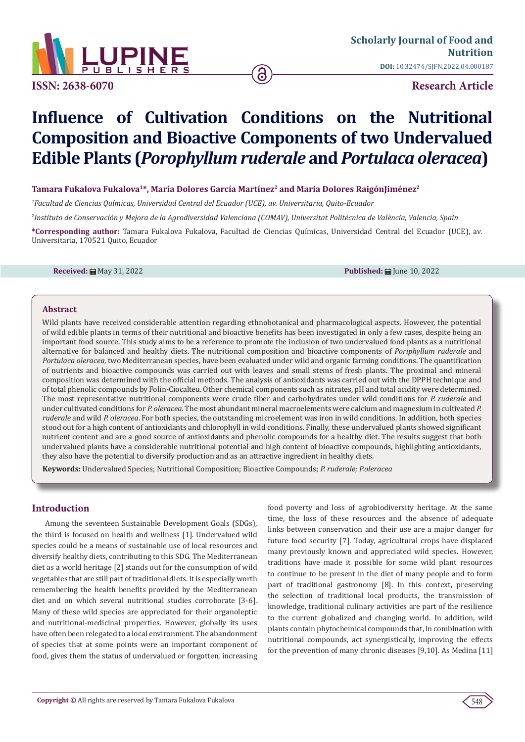# Influence of Cultivation Conditions on the Nutritional Composition and Bioactive Components of two Undervalued Edible Plants (*Porophyllum ruderale* and *Portulaca oleracea*)

**Tamara Fukalova Fukalova[1]\*, María Dolores García Martínez[2] and Maria Dolores RaigónJiménez[2]**

[1]*Facultad de Ciencias Químicas, Universidad Central del Ecuador (UCE), av. Universitaria, Quito-Ecuador*

[2]*Instituto de Conservación y Mejora de la Agrodiversidad Valenciana (COMAV), Universitat Politècnica de València, Valencia, Spain*

**\*Corresponding author:** Tamara Fukalova Fukalova, Facultad de Ciencias Químicas, Universidad Central del Ecuador (UCE), av. Universitaria, 170521 Quito, Ecuador

**Received:** May 31, 2022 **Published:** June 10, 2022

## Abstract

Wild plants have received considerable attention regarding ethnobotanical and pharmacological aspects. However, the potential of wild edible plants in terms of their nutritional and bioactive benefits has been investigated in only a few cases, despite being an important food source. This study aims to be a reference to promote the inclusion of two undervalued food plants as a nutritional alternative for balanced and healthy diets. The nutritional composition and bioactive components of *Poriphyllum ruderale* and *Portulaca oleracea*, two Mediterranean species, have been evaluated under wild and organic farming conditions. The quantification of nutrients and bioactive compounds was carried out with leaves and small stems of fresh plants. The proximal and mineral composition was determined with the official methods. The analysis of antioxidants was carried out with the DPPH technique and of total phenolic compounds by Folin-Ciocalteu. Other chemical components such as nitrates, pH and total acidity were determined. The most representative nutritional components were crude fiber and carbohydrates under wild conditions for *P. ruderale* and under cultivated conditions for *P. oleracea*. The most abundant mineral macroelements were calcium and magnesium in cultivated *P. ruderale* and wild *P. oleracea*. For both species, the outstanding microelement was iron in wild conditions. In addition, both species stood out for a high content of antioxidants and chlorophyll in wild conditions. Finally, these undervalued plants showed significant nutrient content and are a good source of antioxidants and phenolic compounds for a healthy diet. The results suggest that both undervalued plants have a considerable nutritional potential and high content of bioactive compounds, highlighting antioxidants, they also have the potential to diversify production and as an attractive ingredient in healthy diets.

**Keywords:** Undervalued Species; Nutritional Composition; Bioactive Compounds; *P. ruderale; P.oleracea*

## Introduction

Among the seventeen Sustainable Development Goals (SDGs), the third is focused on health and wellness [1]. Undervalued wild species could be a means of sustainable use of local resources and diversify healthy diets, contributing to this SDG. The Mediterranean diet as a world heritage [2] stands out for the consumption of wild vegetables that are still part of traditional diets. It is especially worth remembering the health benefits provided by the Mediterranean diet and on which several nutritional studies corroborate [3-6]. Many of these wild species are appreciated for their organoleptic and nutritional-medicinal properties. However, globally its uses have often been relegated to a local environment. The abandonment of species that at some points were an important component of food, gives them the status of undervalued or forgotten, increasing food poverty and loss of agrobiodiversity heritage. At the same time, the loss of these resources and the absence of adequate links between conservation and their use are a major danger for future food security [7]. Today, agricultural crops have displaced many previously known and appreciated wild species. However, traditions have made it possible for some wild plant resources to continue to be present in the diet of many people and to form part of traditional gastronomy [8]. In this context, preserving the selection of traditional local products, the transmission of knowledge, traditional culinary activities are part of the resilience to the current globalized and changing world. In addition, wild plants contain phytochemical compounds that, in combination with nutritional compounds, act synergistically, improving the effects for the prevention of many chronic diseases [9,10]. As Medina [11]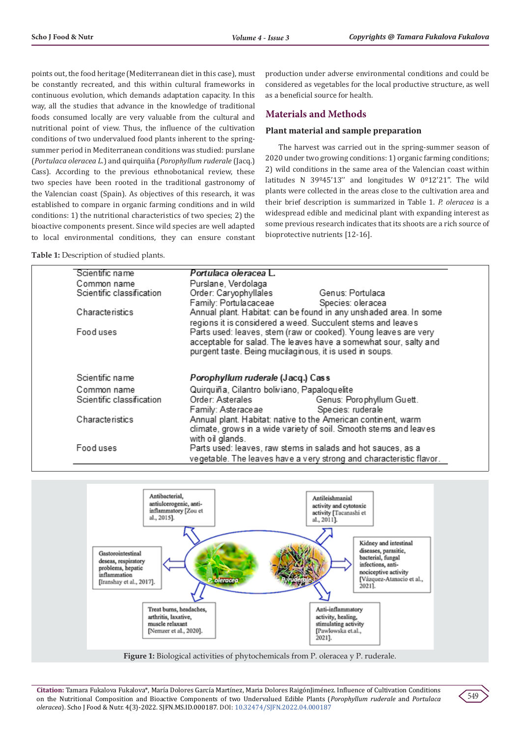points out, the food heritage (Mediterranean diet in this case), must be constantly recreated, and this within cultural frameworks in continuous evolution, which demands adaptation capacity. In this way, all the studies that advance in the knowledge of traditional foods consumed locally are very valuable from the cultural and nutritional point of view. Thus, the influence of the cultivation conditions of two undervalued food plants inherent to the spring-summer period in Mediterranean conditions was studied: purslane (*Portulaca oleracea L.*) and quirquiña (*Porophyllum ruderale* (Jacq.) Cass). According to the previous ethnobotanical review, these two species have been rooted in the traditional gastronomy of the Valencian coast (Spain). As objectives of this research, it was established to compare in organic farming conditions and in wild conditions: 1) the nutritional characteristics of two species; 2) the bioactive components present. Since wild species are well adapted to local environmental conditions, they can ensure constant production under adverse environmental conditions and could be considered as vegetables for the local productive structure, as well as a beneficial source for health.

## Materials and Methods

### Plant material and sample preparation

The harvest was carried out in the spring-summer season of 2020 under two growing conditions: 1) organic farming conditions; 2) wild conditions in the same area of the Valencian coast within latitudes N 39º45'13'' and longitudes W 0º12'21''. The wild plants were collected in the areas close to the cultivation area and their brief description is summarized in Table 1. *P. oleracea* is a widespread edible and medicinal plant with expanding interest as some previous research indicates that its shoots are a rich source of bioprotective nutrients [12-16].

**Table 1:** Description of studied plants.

| Scientific name | ***Portulaca oleracea* L.** | |
|---|---|---|
| Common name | Purslane, Verdolaga | |
| Scientific classification | Order: Caryophyllales | Genus: Portulaca |
| | Family: Portulacaceae | Species: oleracea |
| Characteristics | Annual plant. Habitat: can be found in any unshaded area. In some regions it is considered a weed. Succulent stems and leaves | |
| Food uses | Parts used: leaves, stem (raw or cooked). Young leaves are very acceptable for salad. The leaves have a somewhat sour, salty and purgent taste. Being mucilaginous, it is used in soups. | |
| Scientific name | ***Porophyllum ruderale* (Jacq.) Cass** | |
| Common name | Quirquiña, Cilantro boliviano, Papaloquelite | |
| Scientific classification | Order: Asterales | Genus: Porophyllum Guett. |
| | Family: Asteraceae | Species: ruderale |
| Characteristics | Annual plant. Habitat: native to the American continent, warm climate, grows in a wide variety of soil. Smooth stems and leaves with oil glands. | |
| Food uses | Parts used: leaves, raw stems in salads and hot sauces, as a vegetable. The leaves have a very strong and characteristic flavor. | |

**Figure 1:** Biological activities of phytochemicals from P. oleracea y P. ruderale.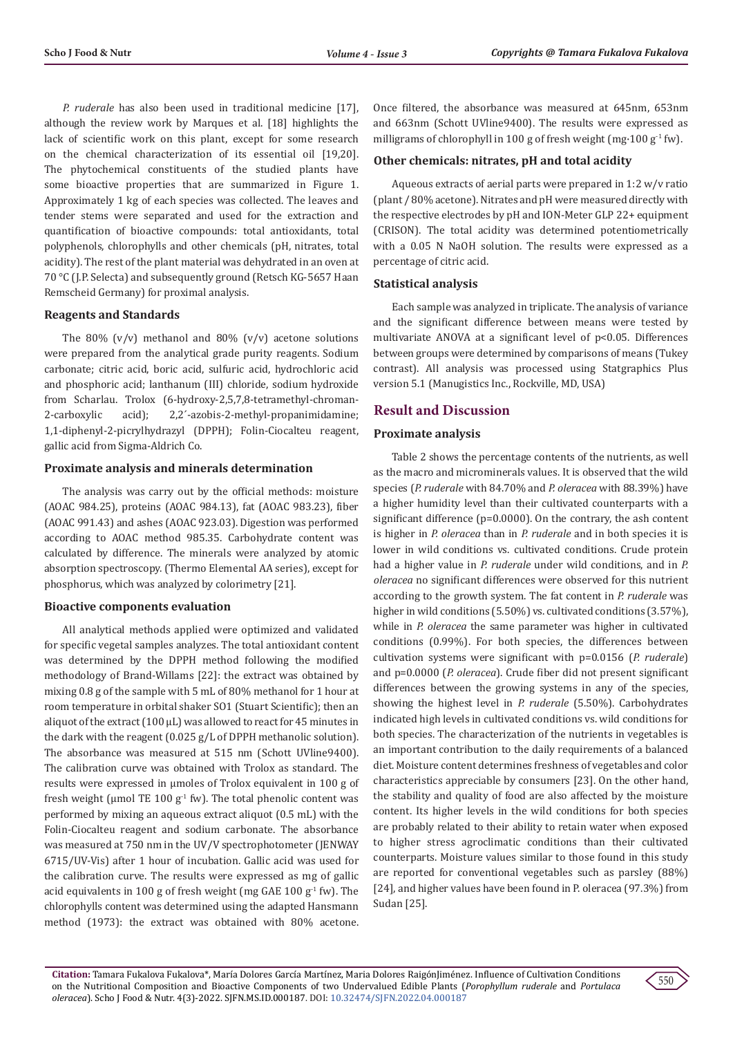*P. ruderale* has also been used in traditional medicine [17], although the review work by Marques et al. [18] highlights the lack of scientific work on this plant, except for some research on the chemical characterization of its essential oil [19,20]. The phytochemical constituents of the studied plants have some bioactive properties that are summarized in Figure 1. Approximately 1 kg of each species was collected. The leaves and tender stems were separated and used for the extraction and quantification of bioactive compounds: total antioxidants, total polyphenols, chlorophylls and other chemicals (pH, nitrates, total acidity). The rest of the plant material was dehydrated in an oven at 70 °C (J.P. Selecta) and subsequently ground (Retsch KG-5657 Haan Remscheid Germany) for proximal analysis.

### Reagents and Standards

The 80% (v/v) methanol and 80% (v/v) acetone solutions were prepared from the analytical grade purity reagents. Sodium carbonate; citric acid, boric acid, sulfuric acid, hydrochloric acid and phosphoric acid; lanthanum (III) chloride, sodium hydroxide from Scharlau. Trolox (6-hydroxy-2,5,7,8-tetramethyl-chroman-2-carboxylic acid); 2,2´-azobis-2-methyl-propanimidamine; 1,1-diphenyl-2-picrylhydrazyl (DPPH); Folin-Ciocalteu reagent, gallic acid from Sigma-Aldrich Co.

### Proximate analysis and minerals determination

The analysis was carry out by the official methods: moisture (AOAC 984.25), proteins (AOAC 984.13), fat (AOAC 983.23), fiber (AOAC 991.43) and ashes (AOAC 923.03). Digestion was performed according to AOAC method 985.35. Carbohydrate content was calculated by difference. The minerals were analyzed by atomic absorption spectroscopy. (Thermo Elemental AA series), except for phosphorus, which was analyzed by colorimetry [21].

### Bioactive components evaluation

All analytical methods applied were optimized and validated for specific vegetal samples analyzes. The total antioxidant content was determined by the DPPH method following the modified methodology of Brand-Willams [22]: the extract was obtained by mixing 0.8 g of the sample with 5 mL of 80% methanol for 1 hour at room temperature in orbital shaker SO1 (Stuart Scientific); then an aliquot of the extract (100 µL) was allowed to react for 45 minutes in the dark with the reagent (0.025 g/L of DPPH methanolic solution). The absorbance was measured at 515 nm (Schott UVline9400). The calibration curve was obtained with Trolox as standard. The results were expressed in µmoles of Trolox equivalent in 100 g of fresh weight (µmol TE 100 $g^{-1}$ fw). The total phenolic content was performed by mixing an aqueous extract aliquot (0.5 mL) with the Folin-Ciocalteu reagent and sodium carbonate. The absorbance was measured at 750 nm in the UV/V spectrophotometer (JENWAY 6715/UV-Vis) after 1 hour of incubation. Gallic acid was used for the calibration curve. The results were expressed as mg of gallic acid equivalents in 100 g of fresh weight (mg GAE 100 $g^{-1}$ fw). The chlorophylls content was determined using the adapted Hansmann method (1973): the extract was obtained with 80% acetone. Once filtered, the absorbance was measured at 645nm, 653nm and 663nm (Schott UVline9400). The results were expressed as milligrams of chlorophyll in 100 g of fresh weight (mg·100 $g^{-1}$ fw).

### Other chemicals: nitrates, pH and total acidity

Aqueous extracts of aerial parts were prepared in 1:2 w/v ratio (plant / 80% acetone). Nitrates and pH were measured directly with the respective electrodes by pH and ION-Meter GLP 22+ equipment (CRISON). The total acidity was determined potentiometrically with a 0.05 N NaOH solution. The results were expressed as a percentage of citric acid.

### Statistical analysis

Each sample was analyzed in triplicate. The analysis of variance and the significant difference between means were tested by multivariate ANOVA at a significant level of $p<0.05$. Differences between groups were determined by comparisons of means (Tukey contrast). All analysis was processed using Statgraphics Plus version 5.1 (Manugistics Inc., Rockville, MD, USA)

## Result and Discussion

### Proximate analysis

Table 2 shows the percentage contents of the nutrients, as well as the macro and microminerals values. It is observed that the wild species (*P. ruderale* with 84.70% and *P. oleracea* with 88.39%) have a higher humidity level than their cultivated counterparts with a significant difference (p=0.0000). On the contrary, the ash content is higher in *P. oleracea* than in *P. ruderale* and in both species it is lower in wild conditions vs. cultivated conditions. Crude protein had a higher value in *P. ruderale* under wild conditions, and in *P. oleracea* no significant differences were observed for this nutrient according to the growth system. The fat content in *P. ruderale* was higher in wild conditions (5.50%) vs. cultivated conditions (3.57%), while in *P. oleracea* the same parameter was higher in cultivated conditions (0.99%). For both species, the differences between cultivation systems were significant with p=0.0156 (*P. ruderale*) and p=0.0000 (*P. oleracea*). Crude fiber did not present significant differences between the growing systems in any of the species, showing the highest level in *P. ruderale* (5.50%). Carbohydrates indicated high levels in cultivated conditions vs. wild conditions for both species. The characterization of the nutrients in vegetables is an important contribution to the daily requirements of a balanced diet. Moisture content determines freshness of vegetables and color characteristics appreciable by consumers [23]. On the other hand, the stability and quality of food are also affected by the moisture content. Its higher levels in the wild conditions for both species are probably related to their ability to retain water when exposed to higher stress agroclimatic conditions than their cultivated counterparts. Moisture values similar to those found in this study are reported for conventional vegetables such as parsley (88%) [24], and higher values have been found in P. oleracea (97.3%) from Sudan [25].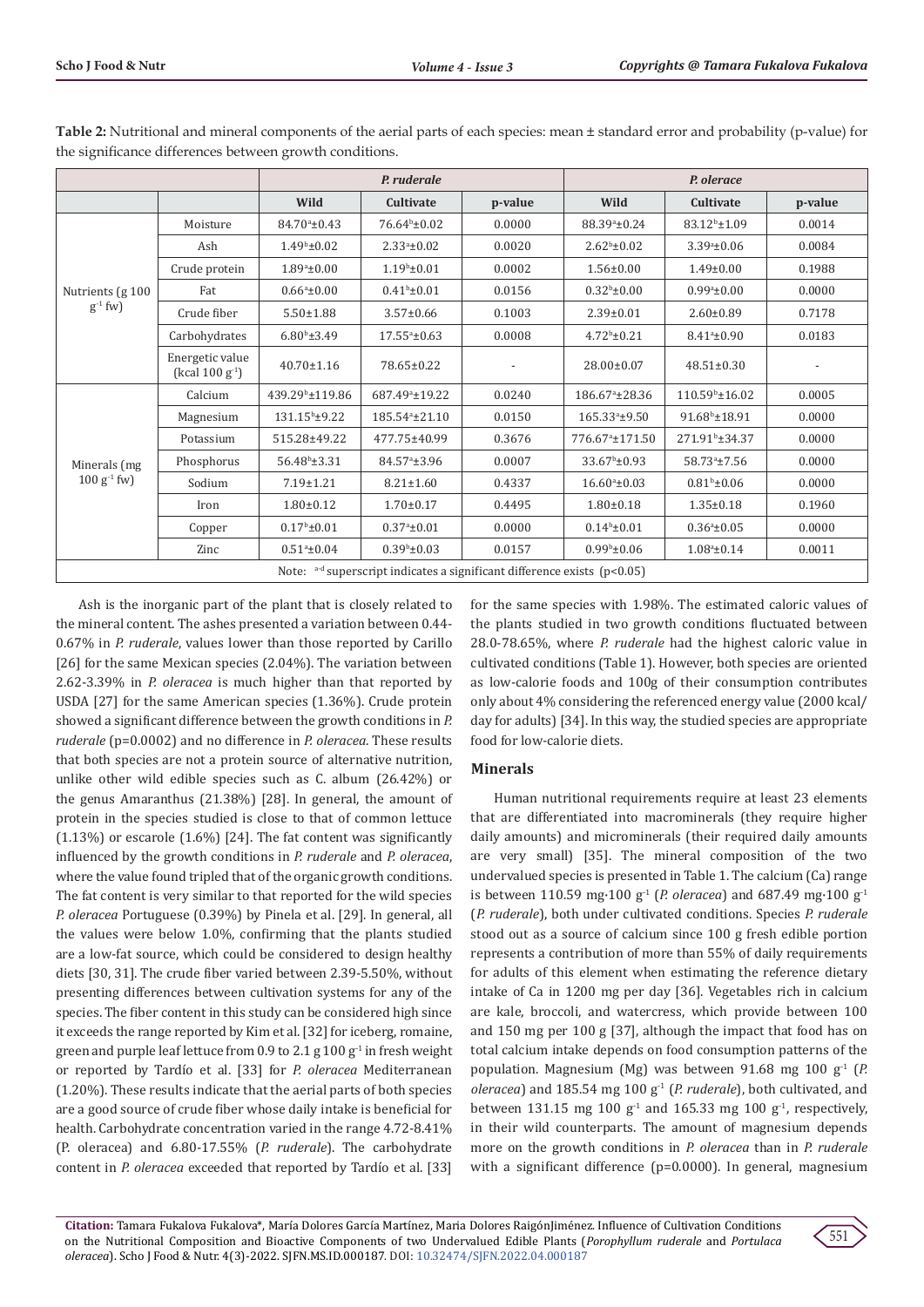**Table 2:** Nutritional and mineral components of the aerial parts of each species: mean ± standard error and probability (p-value) for the significance differences between growth conditions.

| | | *P. ruderale* | | | *P. olerace* | | |
|---|---|---|---|---|---|---|---|
| | | Wild | Cultivate | p-value | Wild | Cultivate | p-value |
| Nutrients (g 100 $g^{-1}$ fw) | Moisture | $84.70^{a}$±0.43 | $76.64^{b}$±0.02 | 0.0000 | $88.39^{a}$±0.24 | $83.12^{b}$±1.09 | 0.0014 |
| | Ash | $1.49^{b}$±0.02 | $2.33^{a}$±0.02 | 0.0020 | $2.62^{b}$±0.02 | $3.39^{a}$±0.06 | 0.0084 |
| | Crude protein | $1.89^{a}$±0.00 | $1.19^{b}$±0.01 | 0.0002 | 1.56±0.00 | 1.49±0.00 | 0.1988 |
| | Fat | $0.66^{a}$±0.00 | $0.41^{b}$±0.01 | 0.0156 | $0.32^{b}$±0.00 | $0.99^{a}$±0.00 | 0.0000 |
| | Crude fiber | 5.50±1.88 | 3.57±0.66 | 0.1003 | 2.39±0.01 | 2.60±0.89 | 0.7178 |
| | Carbohydrates | $6.80^{b}$±3.49 | $17.55^{a}$±0.63 | 0.0008 | $4.72^{b}$±0.21 | $8.41^{a}$±0.90 | 0.0183 |
| | Energetic value (kcal 100 $g^{-1}$) | 40.70±1.16 | 78.65±0.22 | - | 28.00±0.07 | 48.51±0.30 | - |
| Minerals (mg 100 $g^{-1}$ fw) | Calcium | $439.29^{b}$±119.86 | $687.49^{a}$±19.22 | 0.0240 | $186.67^{a}$±28.36 | $110.59^{b}$±16.02 | 0.0005 |
| | Magnesium | $131.15^{b}$±9.22 | $185.54^{a}$±21.10 | 0.0150 | $165.33^{a}$±9.50 | $91.68^{b}$±18.91 | 0.0000 |
| | Potassium | 515.28±49.22 | 477.75±40.99 | 0.3676 | $776.67^{a}$±171.50 | $271.91^{b}$±34.37 | 0.0000 |
| | Phosphorus | $56.48^{b}$±3.31 | $84.57^{a}$±3.96 | 0.0007 | $33.67^{b}$±0.93 | $58.73^{a}$±7.56 | 0.0000 |
| | Sodium | 7.19±1.21 | 8.21±1.60 | 0.4337 | $16.60^{a}$±0.03 | $0.81^{b}$±0.06 | 0.0000 |
| | Iron | 1.80±0.12 | 1.70±0.17 | 0.4495 | 1.80±0.18 | 1.35±0.18 | 0.1960 |
| | Copper | $0.17^{b}$±0.01 | $0.37^{a}$±0.01 | 0.0000 | $0.14^{b}$±0.01 | $0.36^{a}$±0.05 | 0.0000 |
| | Zinc | $0.51^{a}$±0.04 | $0.39^{b}$±0.03 | 0.0157 | $0.99^{b}$±0.06 | $1.08^{a}$±0.14 | 0.0011 |

Note: $^{a-d}$ superscript indicates a significant difference exists ($p<0.05$)

Ash is the inorganic part of the plant that is closely related to the mineral content. The ashes presented a variation between 0.44-0.67% in *P. ruderale*, values lower than those reported by Carillo [26] for the same Mexican species (2.04%). The variation between 2.62-3.39% in *P. oleracea* is much higher than that reported by USDA [27] for the same American species (1.36%). Crude protein showed a significant difference between the growth conditions in *P. ruderale* (p=0.0002) and no difference in *P. oleracea*. These results that both species are not a protein source of alternative nutrition, unlike other wild edible species such as C. album (26.42%) or the genus Amaranthus (21.38%) [28]. In general, the amount of protein in the species studied is close to that of common lettuce (1.13%) or escarole (1.6%) [24]. The fat content was significantly influenced by the growth conditions in *P. ruderale* and *P. oleracea*, where the value found tripled that of the organic growth conditions. The fat content is very similar to that reported for the wild species *P. oleracea* Portuguese (0.39%) by Pinela et al. [29]. In general, all the values were below 1.0%, confirming that the plants studied are a low-fat source, which could be considered to design healthy diets [30, 31]. The crude fiber varied between 2.39-5.50%, without presenting differences between cultivation systems for any of the species. The fiber content in this study can be considered high since it exceeds the range reported by Kim et al. [32] for iceberg, romaine, green and purple leaf lettuce from 0.9 to 2.1 g 100 $g^{-1}$ in fresh weight or reported by Tardío et al. [33] for *P. oleracea* Mediterranean (1.20%). These results indicate that the aerial parts of both species are a good source of crude fiber whose daily intake is beneficial for health. Carbohydrate concentration varied in the range 4.72-8.41% (P. oleracea) and 6.80-17.55% (*P. ruderale*). The carbohydrate content in *P. oleracea* exceeded that reported by Tardío et al. [33] for the same species with 1.98%. The estimated caloric values of the plants studied in two growth conditions fluctuated between 28.0-78.65%, where *P. ruderale* had the highest caloric value in cultivated conditions (Table 1). However, both species are oriented as low-calorie foods and 100g of their consumption contributes only about 4% considering the referenced energy value (2000 kcal/day for adults) [34]. In this way, the studied species are appropriate food for low-calorie diets.

## Minerals

Human nutritional requirements require at least 23 elements that are differentiated into macrominerals (they require higher daily amounts) and microminerals (their required daily amounts are very small) [35]. The mineral composition of the two undervalued species is presented in Table 1. The calcium (Ca) range is between 110.59 mg·100 $g^{-1}$ (*P. oleracea*) and 687.49 mg·100 $g^{-1}$ (*P. ruderale*), both under cultivated conditions. Species *P. ruderale* stood out as a source of calcium since 100 g fresh edible portion represents a contribution of more than 55% of daily requirements for adults of this element when estimating the reference dietary intake of Ca in 1200 mg per day [36]. Vegetables rich in calcium are kale, broccoli, and watercress, which provide between 100 and 150 mg per 100 g [37], although the impact that food has on total calcium intake depends on food consumption patterns of the population. Magnesium (Mg) was between 91.68 mg 100 $g^{-1}$ (*P. oleracea*) and 185.54 mg 100 $g^{-1}$ (*P. ruderale*), both cultivated, and between 131.15 mg 100 $g^{-1}$ and 165.33 mg 100 $g^{-1}$, respectively, in their wild counterparts. The amount of magnesium depends more on the growth conditions in *P. oleracea* than in *P. ruderale* with a significant difference (p=0.0000). In general, magnesium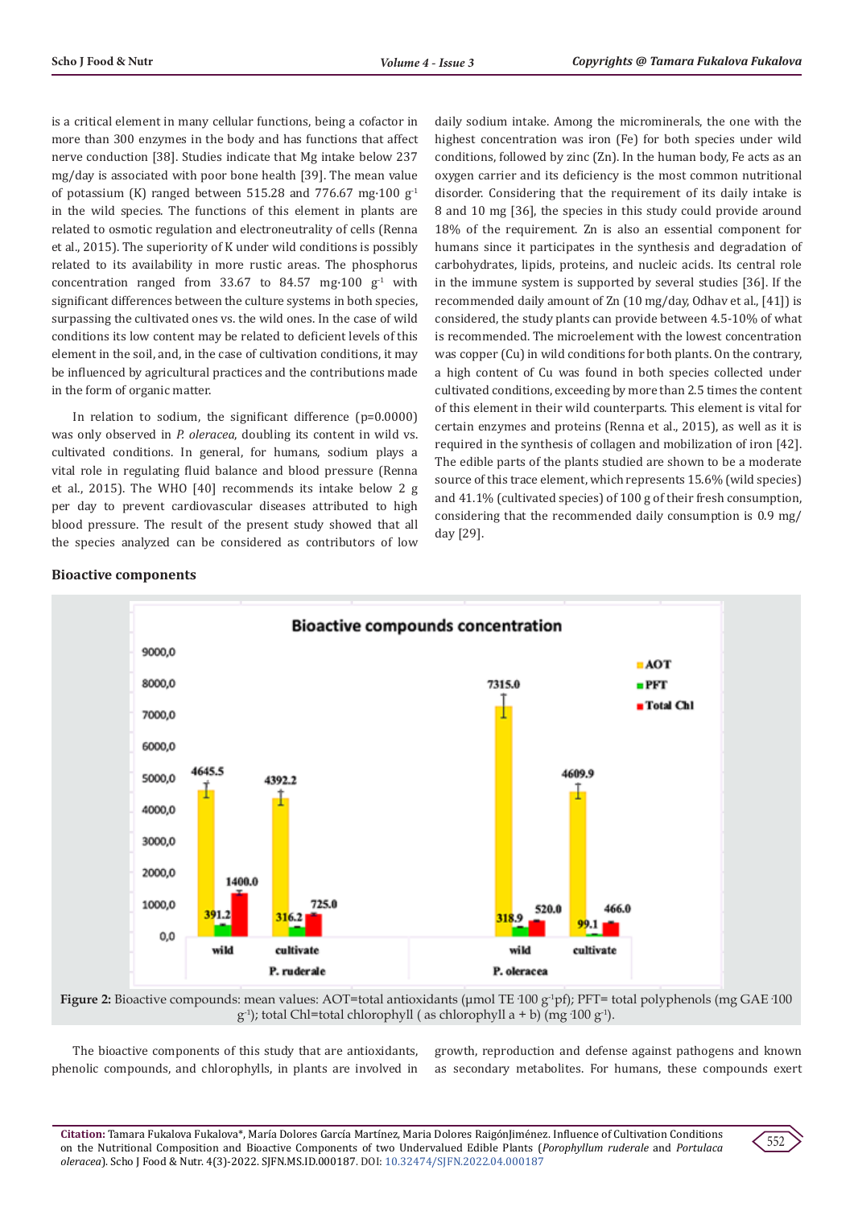is a critical element in many cellular functions, being a cofactor in more than 300 enzymes in the body and has functions that affect nerve conduction [38]. Studies indicate that Mg intake below 237 mg/day is associated with poor bone health [39]. The mean value of potassium (K) ranged between 515.28 and 776.67 mg·100 $g^{-1}$ in the wild species. The functions of this element in plants are related to osmotic regulation and electroneutrality of cells (Renna et al., 2015). The superiority of K under wild conditions is possibly related to its availability in more rustic areas. The phosphorus concentration ranged from 33.67 to 84.57 mg·100 $g^{-1}$ with significant differences between the culture systems in both species, surpassing the cultivated ones vs. the wild ones. In the case of wild conditions its low content may be related to deficient levels of this element in the soil, and, in the case of cultivation conditions, it may be influenced by agricultural practices and the contributions made in the form of organic matter.

In relation to sodium, the significant difference (p=0.0000) was only observed in *P. oleracea*, doubling its content in wild vs. cultivated conditions. In general, for humans, sodium plays a vital role in regulating fluid balance and blood pressure (Renna et al., 2015). The WHO [40] recommends its intake below 2 g per day to prevent cardiovascular diseases attributed to high blood pressure. The result of the present study showed that all the species analyzed can be considered as contributors of low daily sodium intake. Among the microminerals, the one with the highest concentration was iron (Fe) for both species under wild conditions, followed by zinc (Zn). In the human body, Fe acts as an oxygen carrier and its deficiency is the most common nutritional disorder. Considering that the requirement of its daily intake is 8 and 10 mg [36], the species in this study could provide around 18% of the requirement. Zn is also an essential component for humans since it participates in the synthesis and degradation of carbohydrates, lipids, proteins, and nucleic acids. Its central role in the immune system is supported by several studies [36]. If the recommended daily amount of Zn (10 mg/day, Odhav et al., [41]) is considered, the study plants can provide between 4.5-10% of what is recommended. The microelement with the lowest concentration was copper (Cu) in wild conditions for both plants. On the contrary, a high content of Cu was found in both species collected under cultivated conditions, exceeding by more than 2.5 times the content of this element in their wild counterparts. This element is vital for certain enzymes and proteins (Renna et al., 2015), as well as it is required in the synthesis of collagen and mobilization of iron [42]. The edible parts of the plants studied are shown to be a moderate source of this trace element, which represents 15.6% (wild species) and 41.1% (cultivated species) of 100 g of their fresh consumption, considering that the recommended daily consumption is 0.9 mg/day [29].

## Bioactive components

**Figure 2:** Bioactive compounds: mean values: AOT=total antioxidants (μmol TE ·100 $g^{-1}$pf); PFT= total polyphenols (mg GAE ·100 $g^{-1}$); total Chl=total chlorophyll ( as chlorophyll a + b) (mg ·100 $g^{-1}$).

The bioactive components of this study that are antioxidants, phenolic compounds, and chlorophylls, in plants are involved in growth, reproduction and defense against pathogens and known as secondary metabolites. For humans, these compounds exert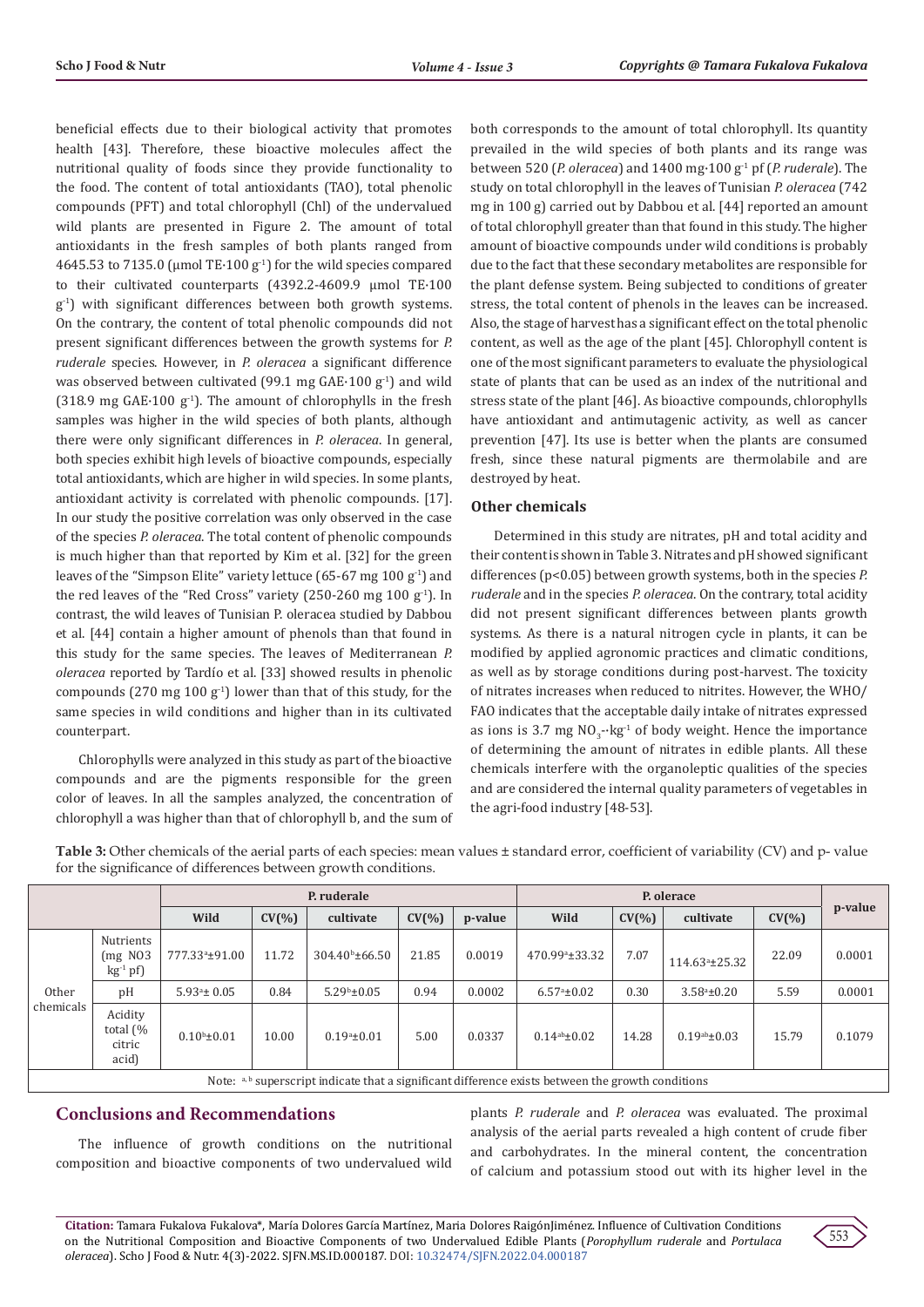beneficial effects due to their biological activity that promotes health [43]. Therefore, these bioactive molecules affect the nutritional quality of foods since they provide functionality to the food. The content of total antioxidants (TAO), total phenolic compounds (PFT) and total chlorophyll (Chl) of the undervalued wild plants are presented in Figure 2. The amount of total antioxidants in the fresh samples of both plants ranged from 4645.53 to 7135.0 (µmol TE·100 $g^{-1}$) for the wild species compared to their cultivated counterparts (4392.2-4609.9 µmol TE·100 $g^{-1}$) with significant differences between both growth systems. On the contrary, the content of total phenolic compounds did not present significant differences between the growth systems for *P. ruderale* species. However, in *P. oleracea* a significant difference was observed between cultivated (99.1 mg GAE·100 $g^{-1}$) and wild (318.9 mg GAE·100 $g^{-1}$). The amount of chlorophylls in the fresh samples was higher in the wild species of both plants, although there were only significant differences in *P. oleracea*. In general, both species exhibit high levels of bioactive compounds, especially total antioxidants, which are higher in wild species. In some plants, antioxidant activity is correlated with phenolic compounds. [17]. In our study the positive correlation was only observed in the case of the species *P. oleracea*. The total content of phenolic compounds is much higher than that reported by Kim et al. [32] for the green leaves of the "Simpson Elite" variety lettuce (65-67 mg 100 $g^{-1}$) and the red leaves of the "Red Cross" variety (250-260 mg 100 $g^{-1}$). In contrast, the wild leaves of Tunisian P. oleracea studied by Dabbou et al. [44] contain a higher amount of phenols than that found in this study for the same species. The leaves of Mediterranean *P. oleracea* reported by Tardío et al. [33] showed results in phenolic compounds (270 mg 100 $g^{-1}$) lower than that of this study, for the same species in wild conditions and higher than in its cultivated counterpart.

Chlorophylls were analyzed in this study as part of the bioactive compounds and are the pigments responsible for the green color of leaves. In all the samples analyzed, the concentration of chlorophyll a was higher than that of chlorophyll b, and the sum of both corresponds to the amount of total chlorophyll. Its quantity prevailed in the wild species of both plants and its range was between 520 (*P. oleracea*) and 1400 mg·100 $g^{-1}$ pf (*P. ruderale*). The study on total chlorophyll in the leaves of Tunisian *P. oleracea* (742 mg in 100 g) carried out by Dabbou et al. [44] reported an amount of total chlorophyll greater than that found in this study. The higher amount of bioactive compounds under wild conditions is probably due to the fact that these secondary metabolites are responsible for the plant defense system. Being subjected to conditions of greater stress, the total content of phenols in the leaves can be increased. Also, the stage of harvest has a significant effect on the total phenolic content, as well as the age of the plant [45]. Chlorophyll content is one of the most significant parameters to evaluate the physiological state of plants that can be used as an index of the nutritional and stress state of the plant [46]. As bioactive compounds, chlorophylls have antioxidant and antimutagenic activity, as well as cancer prevention [47]. Its use is better when the plants are consumed fresh, since these natural pigments are thermolabile and are destroyed by heat.

### Other chemicals

Determined in this study are nitrates, pH and total acidity and their content is shown in Table 3. Nitrates and pH showed significant differences ($p<0.05$) between growth systems, both in the species *P. ruderale* and in the species *P. oleracea*. On the contrary, total acidity did not present significant differences between plants growth systems. As there is a natural nitrogen cycle in plants, it can be modified by applied agronomic practices and climatic conditions, as well as by storage conditions during post-harvest. The toxicity of nitrates increases when reduced to nitrites. However, the WHO/FAO indicates that the acceptable daily intake of nitrates expressed as ions is 3.7 mg $NO_3^-$·$kg^{-1}$ of body weight. Hence the importance of determining the amount of nitrates in edible plants. All these chemicals interfere with the organoleptic qualities of the species and are considered the internal quality parameters of vegetables in the agri-food industry [48-53].

**Table 3:** Other chemicals of the aerial parts of each species: mean values ± standard error, coefficient of variability (CV) and p- value for the significance of differences between growth conditions.

| | | P. ruderale | | | | | P. olerace | | | | p-value |
|---|---|---|---|---|---|---|---|---|---|---|---|
| | | Wild | CV(%) | cultivate | CV(%) | p-value | Wild | CV(%) | cultivate | CV(%) | |
| Other chemicals | Nutrients (mg NO3 $kg^{-1}$ pf) | $777.33^a$±91.00 | 11.72 | $304.40^b$±66.50 | 21.85 | 0.0019 | $470.99^a$±33.32 | 7.07 | $114.63^a$±25.32 | 22.09 | 0.0001 |
| | pH | $5.93^a$± 0.05 | 0.84 | $5.29^b$±0.05 | 0.94 | 0.0002 | $6.57^a$±0.02 | 0.30 | $3.58^a$±0.20 | 5.59 | 0.0001 |
| | Acidity total (% citric acid) | $0.10^b$±0.01 | 10.00 | $0.19^a$±0.01 | 5.00 | 0.0337 | $0.14^{ab}$±0.02 | 14.28 | $0.19^{ab}$±0.03 | 15.79 | 0.1079 |

Note: a, b superscript indicate that a significant difference exists between the growth conditions

## Conclusions and Recommendations

The influence of growth conditions on the nutritional composition and bioactive components of two undervalued wild plants *P. ruderale* and *P. oleracea* was evaluated. The proximal analysis of the aerial parts revealed a high content of crude fiber and carbohydrates. In the mineral content, the concentration of calcium and potassium stood out with its higher level in the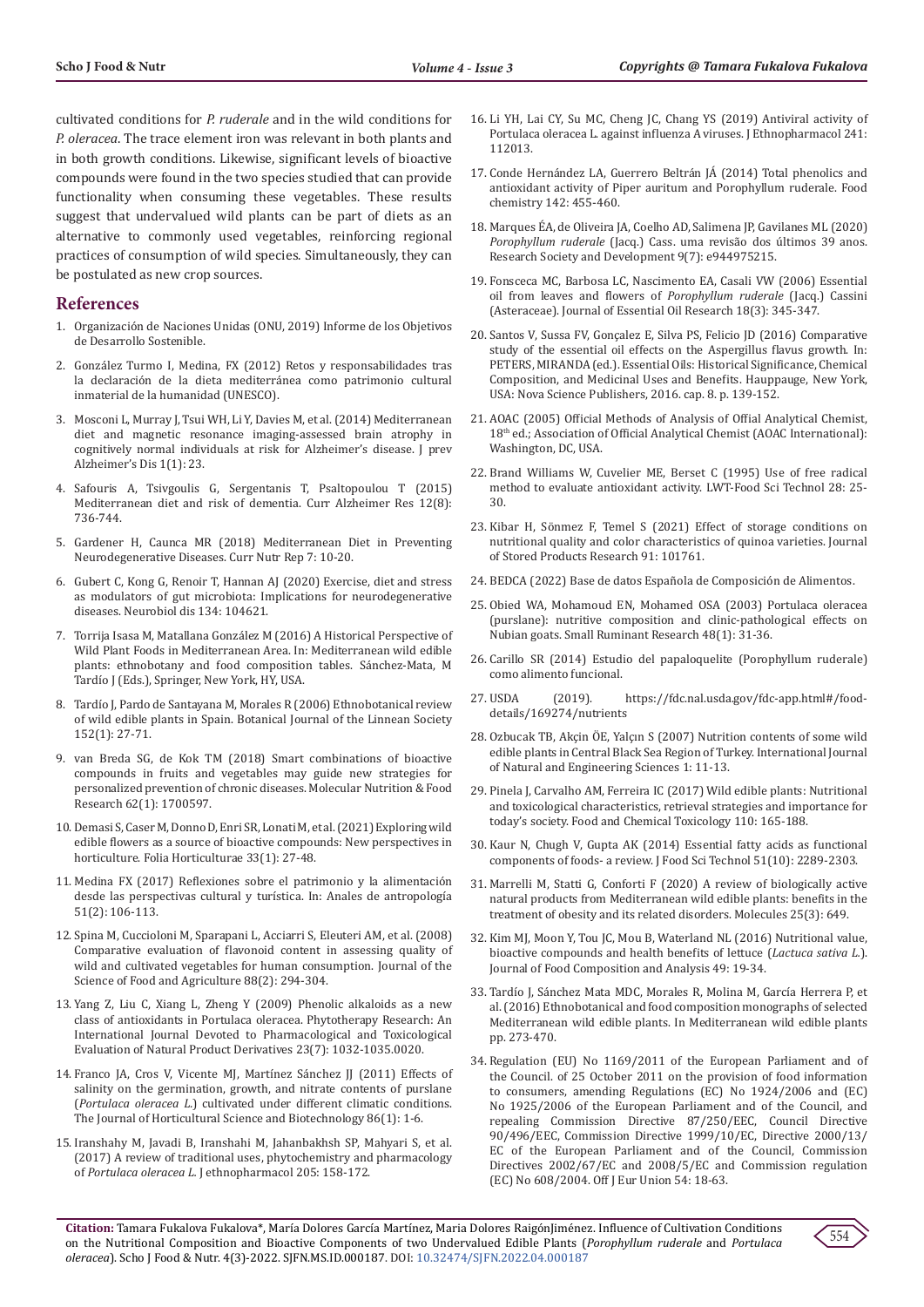cultivated conditions for *P. ruderale* and in the wild conditions for *P. oleracea*. The trace element iron was relevant in both plants and in both growth conditions. Likewise, significant levels of bioactive compounds were found in the two species studied that can provide functionality when consuming these vegetables. These results suggest that undervalued wild plants can be part of diets as an alternative to commonly used vegetables, reinforcing regional practices of consumption of wild species. Simultaneously, they can be postulated as new crop sources.

## References

1. Organización de Naciones Unidas (ONU, 2019) Informe de los Objetivos de Desarrollo Sostenible.
2. González Turmo I, Medina, FX (2012) Retos y responsabilidades tras la declaración de la dieta mediterránea como patrimonio cultural inmaterial de la humanidad (UNESCO).
3. Mosconi L, Murray J, Tsui WH, Li Y, Davies M, et al. (2014) Mediterranean diet and magnetic resonance imaging-assessed brain atrophy in cognitively normal individuals at risk for Alzheimer's disease. J prev Alzheimer's Dis 1(1): 23.
4. Safouris A, Tsivgoulis G, Sergentanis T, Psaltopoulou T (2015) Mediterranean diet and risk of dementia. Curr Alzheimer Res 12(8): 736-744.
5. Gardener H, Caunca MR (2018) Mediterranean Diet in Preventing Neurodegenerative Diseases. Curr Nutr Rep 7: 10-20.
6. Gubert C, Kong G, Renoir T, Hannan AJ (2020) Exercise, diet and stress as modulators of gut microbiota: Implications for neurodegenerative diseases. Neurobiol dis 134: 104621.
7. Torrija Isasa M, Matallana González M (2016) A Historical Perspective of Wild Plant Foods in Mediterranean Area. In: Mediterranean wild edible plants: ethnobotany and food composition tables. Sánchez-Mata, M Tardío J (Eds.), Springer, New York, HY, USA.
8. Tardío J, Pardo de Santayana M, Morales R (2006) Ethnobotanical review of wild edible plants in Spain. Botanical Journal of the Linnean Society 152(1): 27-71.
9. van Breda SG, de Kok TM (2018) Smart combinations of bioactive compounds in fruits and vegetables may guide new strategies for personalized prevention of chronic diseases. Molecular Nutrition & Food Research 62(1): 1700597.
10. Demasi S, Caser M, Donno D, Enri SR, Lonati M, et al. (2021) Exploring wild edible flowers as a source of bioactive compounds: New perspectives in horticulture. Folia Horticulturae 33(1): 27-48.
11. Medina FX (2017) Reflexiones sobre el patrimonio y la alimentación desde las perspectivas cultural y turística. In: Anales de antropología 51(2): 106-113.
12. Spina M, Cuccioloni M, Sparapani L, Acciarri S, Eleuteri AM, et al. (2008) Comparative evaluation of flavonoid content in assessing quality of wild and cultivated vegetables for human consumption. Journal of the Science of Food and Agriculture 88(2): 294-304.
13. Yang Z, Liu C, Xiang L, Zheng Y (2009) Phenolic alkaloids as a new class of antioxidants in Portulaca oleracea. Phytotherapy Research: An International Journal Devoted to Pharmacological and Toxicological Evaluation of Natural Product Derivatives 23(7): 1032-1035.0020.
14. Franco JA, Cros V, Vicente MJ, Martínez Sánchez JJ (2011) Effects of salinity on the germination, growth, and nitrate contents of purslane (*Portulaca oleracea L.*) cultivated under different climatic conditions. The Journal of Horticultural Science and Biotechnology 86(1): 1-6.
15. Iranshahy M, Javadi B, Iranshahi M, Jahanbakhsh SP, Mahyari S, et al. (2017) A review of traditional uses, phytochemistry and pharmacology of *Portulaca oleracea L.* J ethnopharmacol 205: 158-172.
16. Li YH, Lai CY, Su MC, Cheng JC, Chang YS (2019) Antiviral activity of Portulaca oleracea L. against influenza A viruses. J Ethnopharmacol 241: 112013.
17. Conde Hernández LA, Guerrero Beltrán JÁ (2014) Total phenolics and antioxidant activity of Piper auritum and Porophyllum ruderale. Food chemistry 142: 455-460.
18. Marques ÉA, de Oliveira JA, Coelho AD, Salimena JP, Gavilanes ML (2020) *Porophyllum ruderale* (Jacq.) Cass. uma revisão dos últimos 39 anos. Research Society and Development 9(7): e944975215.
19. Fonsceca MC, Barbosa LC, Nascimento EA, Casali VW (2006) Essential oil from leaves and flowers of *Porophyllum ruderale* (Jacq.) Cassini (Asteraceae). Journal of Essential Oil Research 18(3): 345-347.
20. Santos V, Sussa FV, Gonçalez E, Silva PS, Felicio JD (2016) Comparative study of the essential oil effects on the Aspergillus flavus growth. In: PETERS, MIRANDA (ed.). Essential Oils: Historical Significance, Chemical Composition, and Medicinal Uses and Benefits. Hauppauge, New York, USA: Nova Science Publishers, 2016. cap. 8. p. 139-152.
21. AOAC (2005) Official Methods of Analysis of Offial Analytical Chemist, 18th ed.; Association of Official Analytical Chemist (AOAC International): Washington, DC, USA.
22. Brand Williams W, Cuvelier ME, Berset C (1995) Use of free radical method to evaluate antioxidant activity. LWT-Food Sci Technol 28: 25-30.
23. Kibar H, Sönmez F, Temel S (2021) Effect of storage conditions on nutritional quality and color characteristics of quinoa varieties. Journal of Stored Products Research 91: 101761.
24. BEDCA (2022) Base de datos Española de Composición de Alimentos.
25. Obied WA, Mohamoud EN, Mohamed OSA (2003) Portulaca oleracea (purslane): nutritive composition and clinic-pathological effects on Nubian goats. Small Ruminant Research 48(1): 31-36.
26. Carillo SR (2014) Estudio del papaloquelite (Porophyllum ruderale) como alimento funcional.
27. USDA (2019). https://fdc.nal.usda.gov/fdc-app.html#/food-details/169274/nutrients
28. Ozbucak TB, Akçin ÖE, Yalçın S (2007) Nutrition contents of some wild edible plants in Central Black Sea Region of Turkey. International Journal of Natural and Engineering Sciences 1: 11-13.
29. Pinela J, Carvalho AM, Ferreira IC (2017) Wild edible plants: Nutritional and toxicological characteristics, retrieval strategies and importance for today's society. Food and Chemical Toxicology 110: 165-188.
30. Kaur N, Chugh V, Gupta AK (2014) Essential fatty acids as functional components of foods- a review. J Food Sci Technol 51(10): 2289-2303.
31. Marrelli M, Statti G, Conforti F (2020) A review of biologically active natural products from Mediterranean wild edible plants: benefits in the treatment of obesity and its related disorders. Molecules 25(3): 649.
32. Kim MJ, Moon Y, Tou JC, Mou B, Waterland NL (2016) Nutritional value, bioactive compounds and health benefits of lettuce (*Lactuca sativa L.*). Journal of Food Composition and Analysis 49: 19-34.
33. Tardío J, Sánchez Mata MDC, Morales R, Molina M, García Herrera P, et al. (2016) Ethnobotanical and food composition monographs of selected Mediterranean wild edible plants. In Mediterranean wild edible plants pp. 273-470.
34. Regulation (EU) No 1169/2011 of the European Parliament and of the Council. of 25 October 2011 on the provision of food information to consumers, amending Regulations (EC) No 1924/2006 and (EC) No 1925/2006 of the European Parliament and of the Council, and repealing Commission Directive 87/250/EEC, Council Directive 90/496/EEC, Commission Directive 1999/10/EC, Directive 2000/13/EC of the European Parliament and of the Council, Commission Directives 2002/67/EC and 2008/5/EC and Commission regulation (EC) No 608/2004. Off J Eur Union 54: 18-63.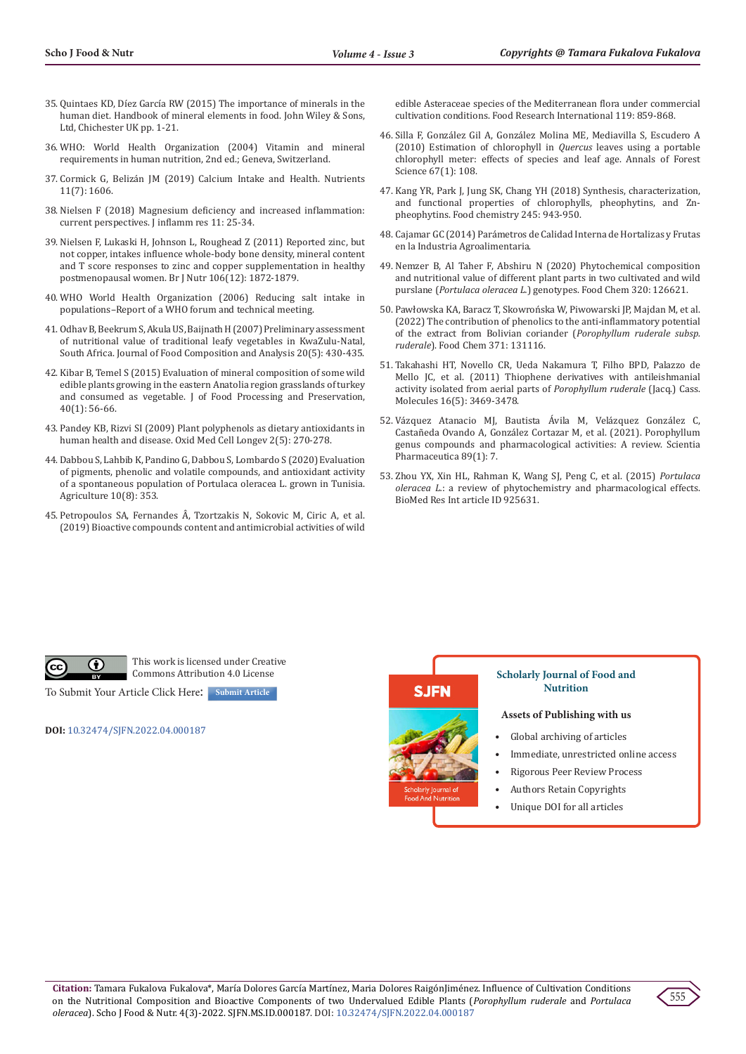35. Quintaes KD, Díez García RW (2015) The importance of minerals in the human diet. Handbook of mineral elements in food. John Wiley & Sons, Ltd, Chichester UK pp. 1-21.

36. WHO: World Health Organization (2004) Vitamin and mineral requirements in human nutrition, 2nd ed.; Geneva, Switzerland.

37. Cormick G, Belizán JM (2019) Calcium Intake and Health. Nutrients 11(7): 1606.

38. Nielsen F (2018) Magnesium deficiency and increased inflammation: current perspectives. J inflamm res 11: 25-34.

39. Nielsen F, Lukaski H, Johnson L, Roughead Z (2011) Reported zinc, but not copper, intakes influence whole-body bone density, mineral content and T score responses to zinc and copper supplementation in healthy postmenopausal women. Br J Nutr 106(12): 1872-1879.

40. WHO World Health Organization (2006) Reducing salt intake in populations–Report of a WHO forum and technical meeting.

41. Odhav B, Beekrum S, Akula US, Baijnath H (2007) Preliminary assessment of nutritional value of traditional leafy vegetables in KwaZulu-Natal, South Africa. Journal of Food Composition and Analysis 20(5): 430-435.

42. Kibar B, Temel S (2015) Evaluation of mineral composition of some wild edible plants growing in the eastern Anatolia region grasslands of turkey and consumed as vegetable. J of Food Processing and Preservation, 40(1): 56-66.

43. Pandey KB, Rizvi SI (2009) Plant polyphenols as dietary antioxidants in human health and disease. Oxid Med Cell Longev 2(5): 270-278.

44. Dabbou S, Lahbib K, Pandino G, Dabbou S, Lombardo S (2020) Evaluation of pigments, phenolic and volatile compounds, and antioxidant activity of a spontaneous population of Portulaca oleracea L. grown in Tunisia. Agriculture 10(8): 353.

45. Petropoulos SA, Fernandes Â, Tzortzakis N, Sokovic M, Ciric A, et al. (2019) Bioactive compounds content and antimicrobial activities of wild edible Asteraceae species of the Mediterranean flora under commercial cultivation conditions. Food Research International 119: 859-868.

46. Silla F, González Gil A, González Molina ME, Mediavilla S, Escudero A (2010) Estimation of chlorophyll in *Quercus* leaves using a portable chlorophyll meter: effects of species and leaf age. Annals of Forest Science 67(1): 108.

47. Kang YR, Park J, Jung SK, Chang YH (2018) Synthesis, characterization, and functional properties of chlorophylls, pheophytins, and Zn-pheophytins. Food chemistry 245: 943-950.

48. Cajamar GC (2014) Parámetros de Calidad Interna de Hortalizas y Frutas en la Industria Agroalimentaria.

49. Nemzer B, Al Taher F, Abshiru N (2020) Phytochemical composition and nutritional value of different plant parts in two cultivated and wild purslane (*Portulaca oleracea L.*) genotypes. Food Chem 320: 126621.

50. Pawłowska KA, Baracz T, Skowrońska W, Piwowarski JP, Majdan M, et al. (2022) The contribution of phenolics to the anti-inflammatory potential of the extract from Bolivian coriander (*Porophyllum ruderale subsp. ruderale*). Food Chem 371: 131116.

51. Takahashi HT, Novello CR, Ueda Nakamura T, Filho BPD, Palazzo de Mello JC, et al. (2011) Thiophene derivatives with antileishmanial activity isolated from aerial parts of *Porophyllum ruderale* (Jacq.) Cass. Molecules 16(5): 3469-3478.

52. Vázquez Atanacio MJ, Bautista Ávila M, Velázquez González C, Castañeda Ovando A, González Cortazar M, et al. (2021). Porophyllum genus compounds and pharmacological activities: A review. Scientia Pharmaceutica 89(1): 7.

53. Zhou YX, Xin HL, Rahman K, Wang SJ, Peng C, et al. (2015) *Portulaca oleracea L.*: a review of phytochemistry and pharmacological effects. BioMed Res Int article ID 925631.

This work is licensed under Creative Commons Attribution 4.0 License

To Submit Your Article Click Here: Submit Article

**DOI:** 10.32474/SJFN.2022.04.000187

**Scholarly Journal of Food and Nutrition**

**Assets of Publishing with us**

- Global archiving of articles
- Immediate, unrestricted online access
- Rigorous Peer Review Process
- Authors Retain Copyrights
- Unique DOI for all articles

**Citation:** Tamara Fukalova Fukalova*, María Dolores García Martínez, Maria Dolores RaigónJiménez. Influence of Cultivation Conditions on the Nutritional Composition and Bioactive Components of two Undervalued Edible Plants (*Porophyllum ruderale* and *Portulaca oleracea*). Scho J Food & Nutr. 4(3)-2022. SJFN.MS.ID.000187. DOI: 10.32474/SJFN.2022.04.000187